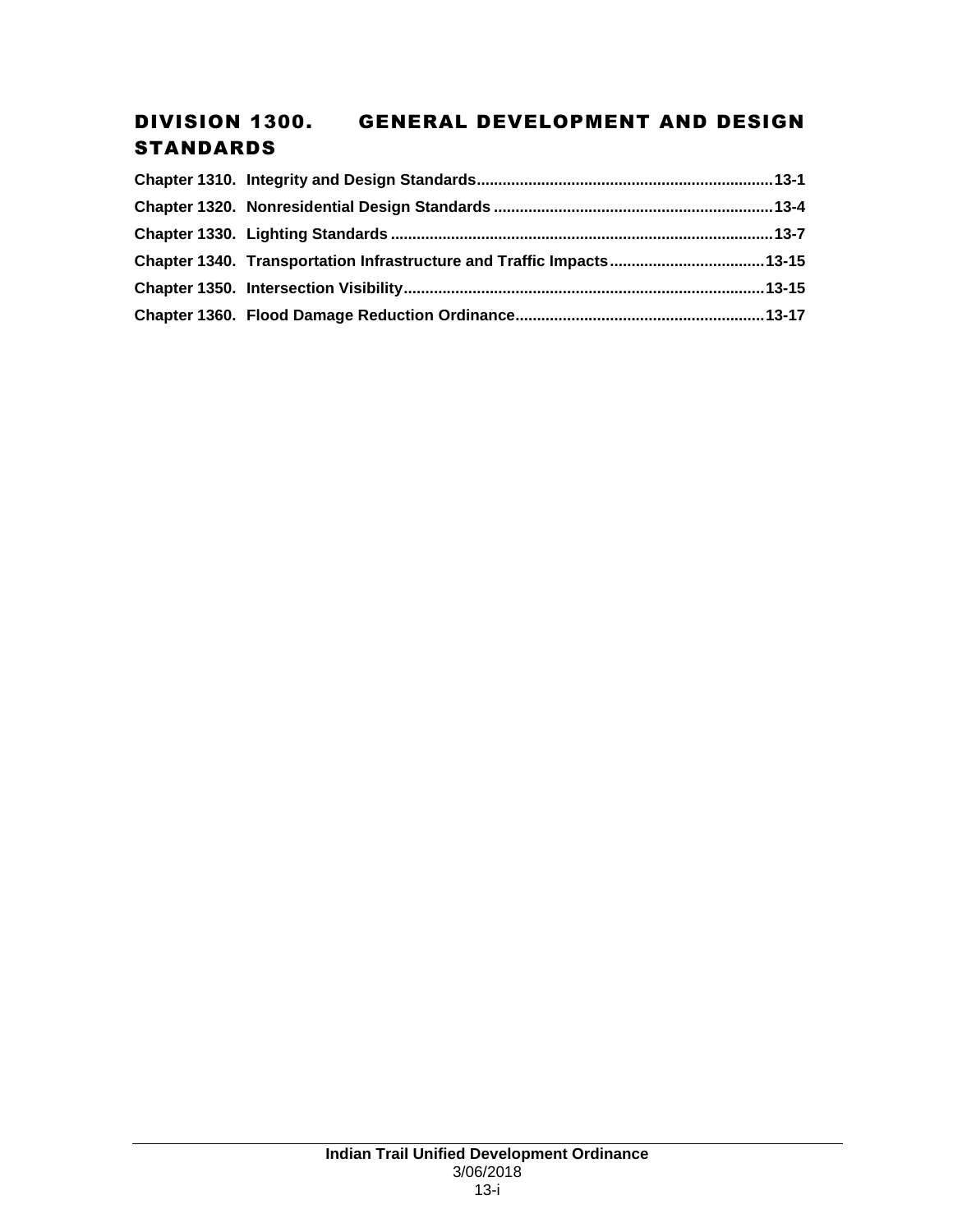# DIVISION 1300. GENERAL DEVELOPMENT AND DESIGN STANDARDS

**Chapter 1310. Integrity and Design Standards....................................................................13-1**

**Chapter 1320. Nonresidential Design Standards ................................................................13-4**

**Chapter 1330. Lighting Standards ........................................................................................13-7**

**Chapter 1340. Transportation Infrastructure and Traffic Impacts....................................13-15**

**Chapter 1350. Intersection Visibility...................................................................................13-15**

**Chapter 1360. Flood Damage Reduction Ordinance..........................................................13-17**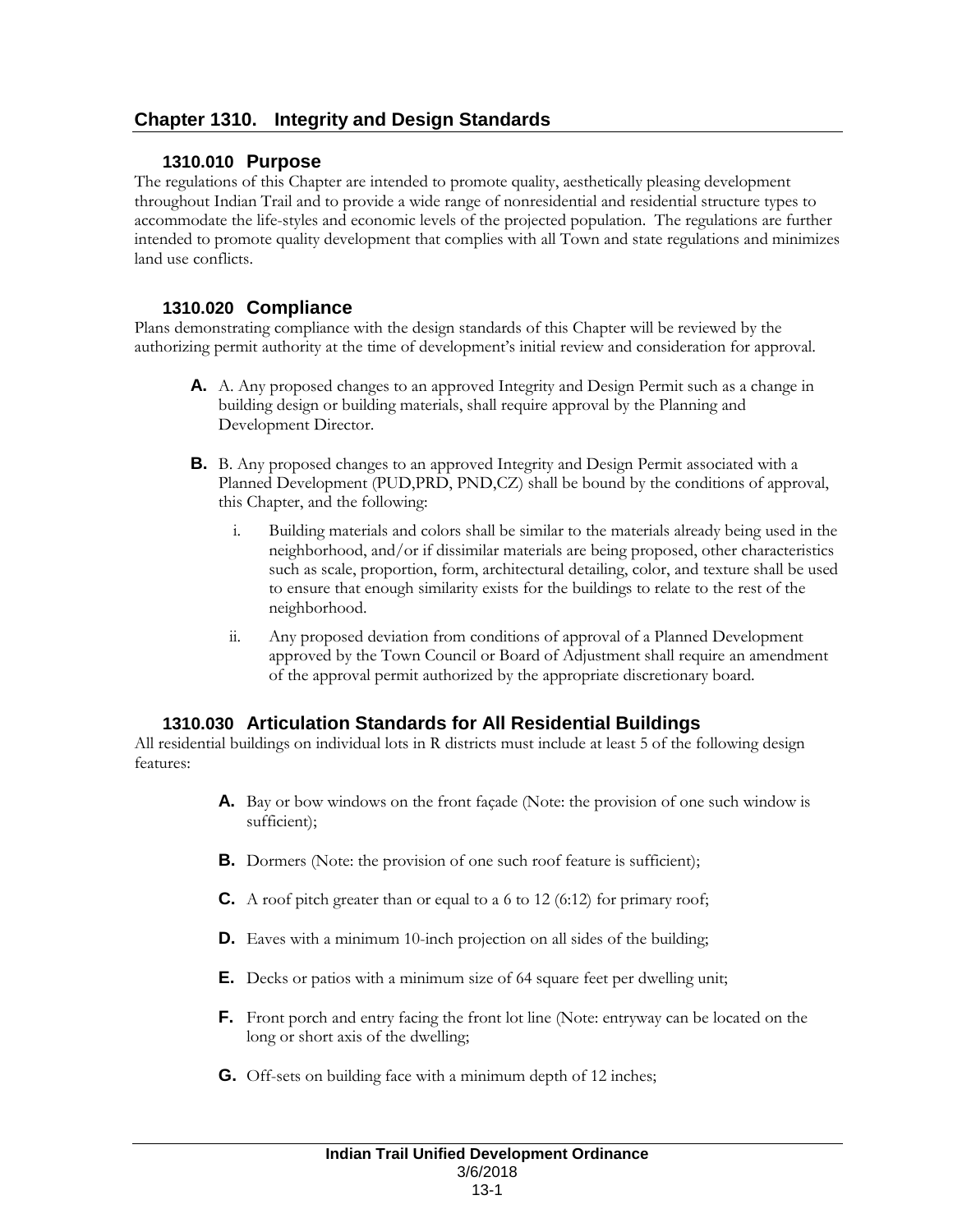## Chapter 1310. Integrity and Design Standards

### 1310.010 Purpose

The regulations of this Chapter are intended to promote quality, aesthetically pleasing development throughout Indian Trail and to provide a wide range of nonresidential and residential structure types to accommodate the life-styles and economic levels of the projected population. The regulations are further intended to promote quality development that complies with all Town and state regulations and minimizes land use conflicts.

### 1310.020 Compliance

Plans demonstrating compliance with the design standards of this Chapter will be reviewed by the authorizing permit authority at the time of development's initial review and consideration for approval.

- **A.** A. Any proposed changes to an approved Integrity and Design Permit such as a change in building design or building materials, shall require approval by the Planning and Development Director.

- **B.** B. Any proposed changes to an approved Integrity and Design Permit associated with a Planned Development (PUD,PRD, PND,CZ) shall be bound by the conditions of approval, this Chapter, and the following:

  - i. Building materials and colors shall be similar to the materials already being used in the neighborhood, and/or if dissimilar materials are being proposed, other characteristics such as scale, proportion, form, architectural detailing, color, and texture shall be used to ensure that enough similarity exists for the buildings to relate to the rest of the neighborhood.

  - ii. Any proposed deviation from conditions of approval of a Planned Development approved by the Town Council or Board of Adjustment shall require an amendment of the approval permit authorized by the appropriate discretionary board.

### 1310.030 Articulation Standards for All Residential Buildings

All residential buildings on individual lots in R districts must include at least 5 of the following design features:

- **A.** Bay or bow windows on the front façade (Note: the provision of one such window is sufficient);

- **B.** Dormers (Note: the provision of one such roof feature is sufficient);

- **C.** A roof pitch greater than or equal to a 6 to 12 (6:12) for primary roof;

- **D.** Eaves with a minimum 10-inch projection on all sides of the building;

- **E.** Decks or patios with a minimum size of 64 square feet per dwelling unit;

- **F.** Front porch and entry facing the front lot line (Note: entryway can be located on the long or short axis of the dwelling;

- **G.** Off-sets on building face with a minimum depth of 12 inches;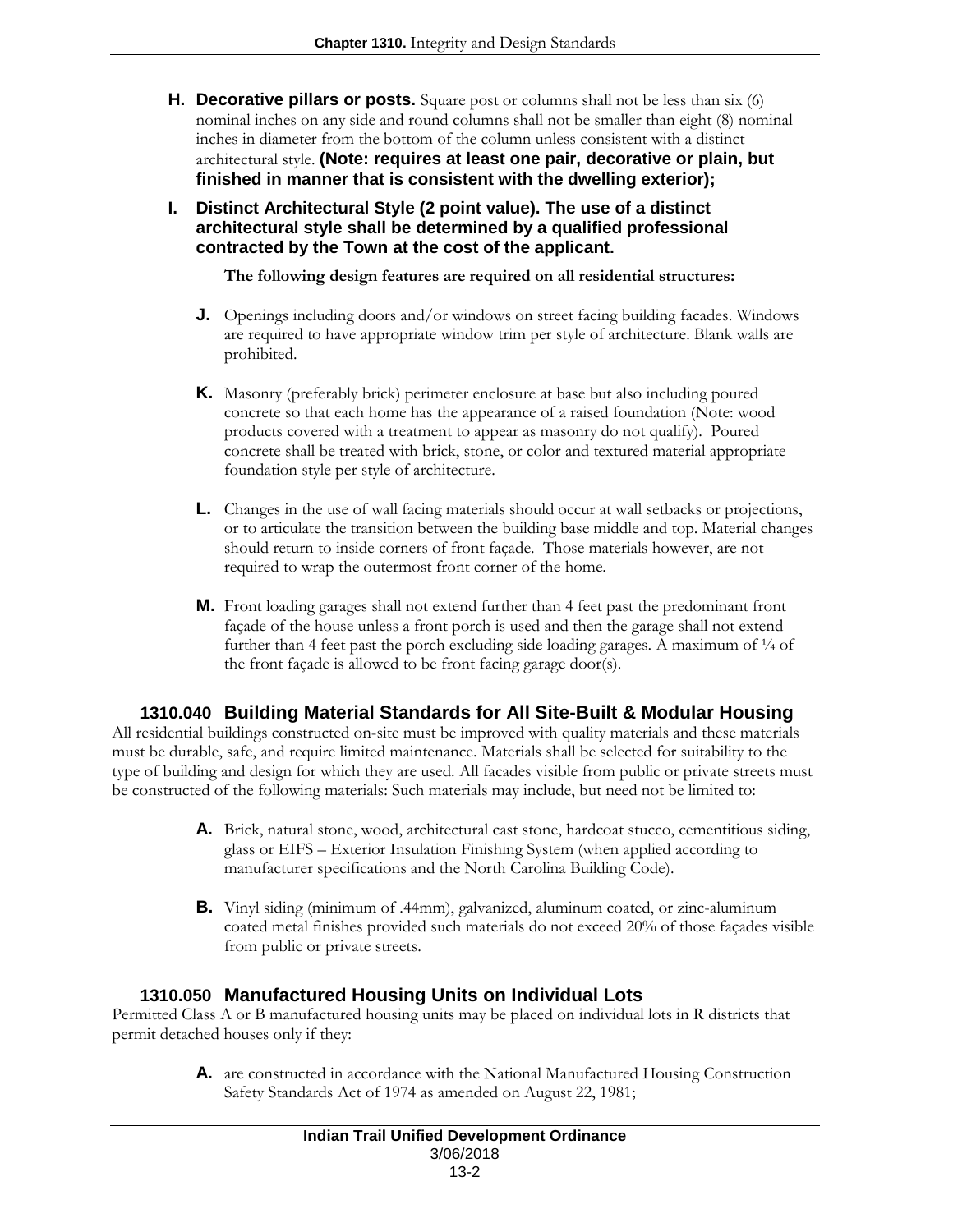**H. Decorative pillars or posts.** Square post or columns shall not be less than six (6) nominal inches on any side and round columns shall not be smaller than eight (8) nominal inches in diameter from the bottom of the column unless consistent with a distinct architectural style. **(Note: requires at least one pair, decorative or plain, but finished in manner that is consistent with the dwelling exterior);**

**I. Distinct Architectural Style (2 point value). The use of a distinct architectural style shall be determined by a qualified professional contracted by the Town at the cost of the applicant.**

**The following design features are required on all residential structures:**

**J.** Openings including doors and/or windows on street facing building facades. Windows are required to have appropriate window trim per style of architecture. Blank walls are prohibited.

**K.** Masonry (preferably brick) perimeter enclosure at base but also including poured concrete so that each home has the appearance of a raised foundation (Note: wood products covered with a treatment to appear as masonry do not qualify). Poured concrete shall be treated with brick, stone, or color and textured material appropriate foundation style per style of architecture.

**L.** Changes in the use of wall facing materials should occur at wall setbacks or projections, or to articulate the transition between the building base middle and top. Material changes should return to inside corners of front façade. Those materials however, are not required to wrap the outermost front corner of the home.

**M.** Front loading garages shall not extend further than 4 feet past the predominant front façade of the house unless a front porch is used and then the garage shall not extend further than 4 feet past the porch excluding side loading garages. A maximum of ¼ of the front façade is allowed to be front facing garage door(s).

## 1310.040 Building Material Standards for All Site-Built & Modular Housing

All residential buildings constructed on-site must be improved with quality materials and these materials must be durable, safe, and require limited maintenance. Materials shall be selected for suitability to the type of building and design for which they are used. All facades visible from public or private streets must be constructed of the following materials: Such materials may include, but need not be limited to:

**A.** Brick, natural stone, wood, architectural cast stone, hardcoat stucco, cementitious siding, glass or EIFS – Exterior Insulation Finishing System (when applied according to manufacturer specifications and the North Carolina Building Code).

**B.** Vinyl siding (minimum of .44mm), galvanized, aluminum coated, or zinc-aluminum coated metal finishes provided such materials do not exceed 20% of those façades visible from public or private streets.

## 1310.050 Manufactured Housing Units on Individual Lots

Permitted Class A or B manufactured housing units may be placed on individual lots in R districts that permit detached houses only if they:

**A.** are constructed in accordance with the National Manufactured Housing Construction Safety Standards Act of 1974 as amended on August 22, 1981;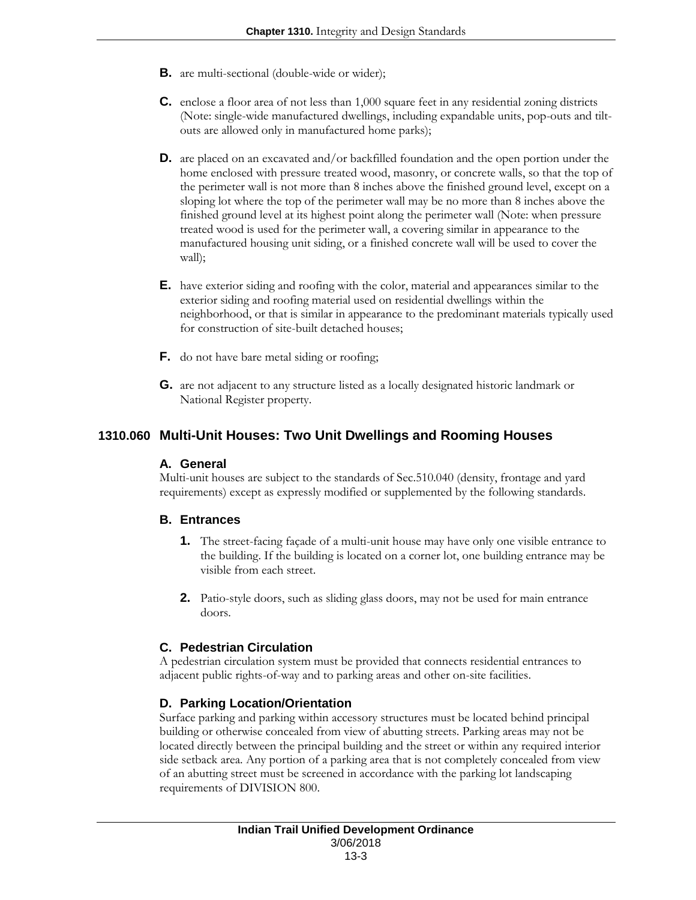**B.** are multi-sectional (double-wide or wider);

**C.** enclose a floor area of not less than 1,000 square feet in any residential zoning districts (Note: single-wide manufactured dwellings, including expandable units, pop-outs and tilt-outs are allowed only in manufactured home parks);

**D.** are placed on an excavated and/or backfilled foundation and the open portion under the home enclosed with pressure treated wood, masonry, or concrete walls, so that the top of the perimeter wall is not more than 8 inches above the finished ground level, except on a sloping lot where the top of the perimeter wall may be no more than 8 inches above the finished ground level at its highest point along the perimeter wall (Note: when pressure treated wood is used for the perimeter wall, a covering similar in appearance to the manufactured housing unit siding, or a finished concrete wall will be used to cover the wall);

**E.** have exterior siding and roofing with the color, material and appearances similar to the exterior siding and roofing material used on residential dwellings within the neighborhood, or that is similar in appearance to the predominant materials typically used for construction of site-built detached houses;

**F.** do not have bare metal siding or roofing;

**G.** are not adjacent to any structure listed as a locally designated historic landmark or National Register property.

## 1310.060 Multi-Unit Houses: Two Unit Dwellings and Rooming Houses

### A. General

Multi-unit houses are subject to the standards of Sec.510.040 (density, frontage and yard requirements) except as expressly modified or supplemented by the following standards.

### B. Entrances

**1.** The street-facing façade of a multi-unit house may have only one visible entrance to the building. If the building is located on a corner lot, one building entrance may be visible from each street.

**2.** Patio-style doors, such as sliding glass doors, may not be used for main entrance doors.

### C. Pedestrian Circulation

A pedestrian circulation system must be provided that connects residential entrances to adjacent public rights-of-way and to parking areas and other on-site facilities.

### D. Parking Location/Orientation

Surface parking and parking within accessory structures must be located behind principal building or otherwise concealed from view of abutting streets. Parking areas may not be located directly between the principal building and the street or within any required interior side setback area. Any portion of a parking area that is not completely concealed from view of an abutting street must be screened in accordance with the parking lot landscaping requirements of DIVISION 800.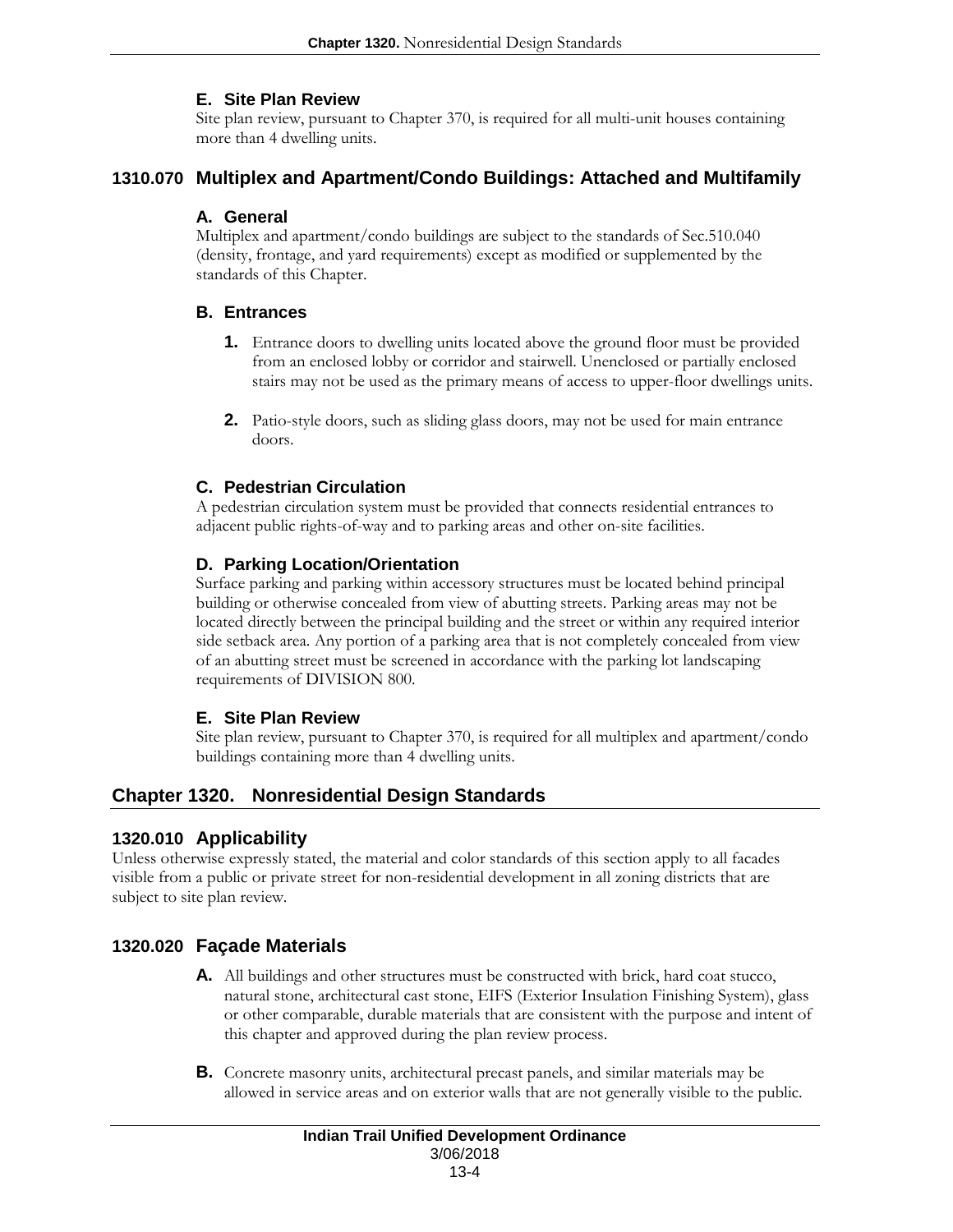#### E. Site Plan Review

Site plan review, pursuant to Chapter 370, is required for all multi-unit houses containing more than 4 dwelling units.

### 1310.070 Multiplex and Apartment/Condo Buildings: Attached and Multifamily

#### A. General

Multiplex and apartment/condo buildings are subject to the standards of Sec.510.040 (density, frontage, and yard requirements) except as modified or supplemented by the standards of this Chapter.

#### B. Entrances

1. Entrance doors to dwelling units located above the ground floor must be provided from an enclosed lobby or corridor and stairwell. Unenclosed or partially enclosed stairs may not be used as the primary means of access to upper-floor dwellings units.

2. Patio-style doors, such as sliding glass doors, may not be used for main entrance doors.

#### C. Pedestrian Circulation

A pedestrian circulation system must be provided that connects residential entrances to adjacent public rights-of-way and to parking areas and other on-site facilities.

#### D. Parking Location/Orientation

Surface parking and parking within accessory structures must be located behind principal building or otherwise concealed from view of abutting streets. Parking areas may not be located directly between the principal building and the street or within any required interior side setback area. Any portion of a parking area that is not completely concealed from view of an abutting street must be screened in accordance with the parking lot landscaping requirements of DIVISION 800.

#### E. Site Plan Review

Site plan review, pursuant to Chapter 370, is required for all multiplex and apartment/condo buildings containing more than 4 dwelling units.

## Chapter 1320. Nonresidential Design Standards

### 1320.010 Applicability

Unless otherwise expressly stated, the material and color standards of this section apply to all facades visible from a public or private street for non-residential development in all zoning districts that are subject to site plan review.

### 1320.020 Façade Materials

**A.** All buildings and other structures must be constructed with brick, hard coat stucco, natural stone, architectural cast stone, EIFS (Exterior Insulation Finishing System), glass or other comparable, durable materials that are consistent with the purpose and intent of this chapter and approved during the plan review process.

**B.** Concrete masonry units, architectural precast panels, and similar materials may be allowed in service areas and on exterior walls that are not generally visible to the public.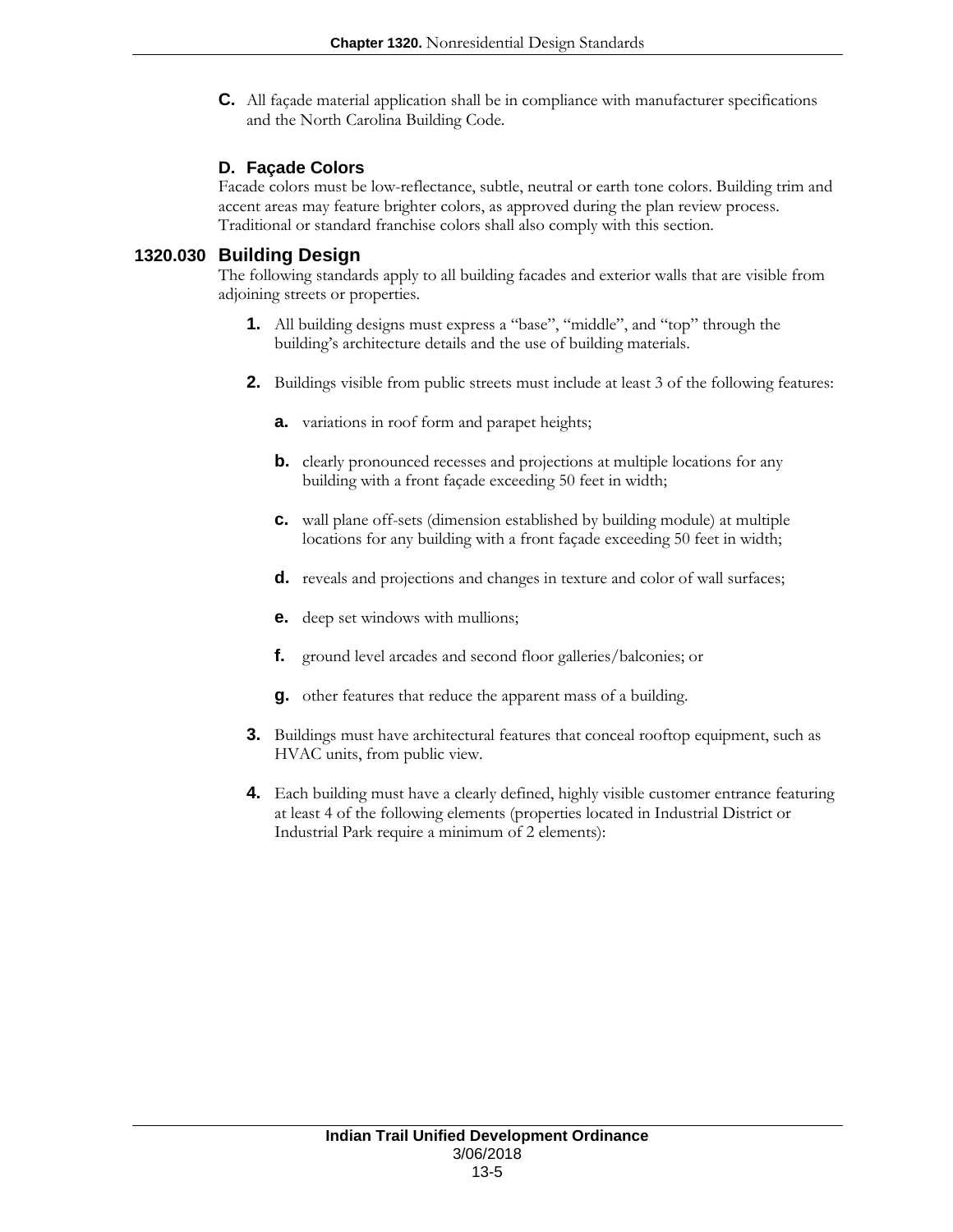**C.** All façade material application shall be in compliance with manufacturer specifications and the North Carolina Building Code.

### D. Façade Colors

Facade colors must be low-reflectance, subtle, neutral or earth tone colors. Building trim and accent areas may feature brighter colors, as approved during the plan review process. Traditional or standard franchise colors shall also comply with this section.

## 1320.030 Building Design

The following standards apply to all building facades and exterior walls that are visible from adjoining streets or properties.

**1.** All building designs must express a "base", "middle", and "top" through the building's architecture details and the use of building materials.

**2.** Buildings visible from public streets must include at least 3 of the following features:

- **a.** variations in roof form and parapet heights;
- **b.** clearly pronounced recesses and projections at multiple locations for any building with a front façade exceeding 50 feet in width;
- **c.** wall plane off-sets (dimension established by building module) at multiple locations for any building with a front façade exceeding 50 feet in width;
- **d.** reveals and projections and changes in texture and color of wall surfaces;
- **e.** deep set windows with mullions;
- **f.** ground level arcades and second floor galleries/balconies; or
- **g.** other features that reduce the apparent mass of a building.

**3.** Buildings must have architectural features that conceal rooftop equipment, such as HVAC units, from public view.

**4.** Each building must have a clearly defined, highly visible customer entrance featuring at least 4 of the following elements (properties located in Industrial District or Industrial Park require a minimum of 2 elements):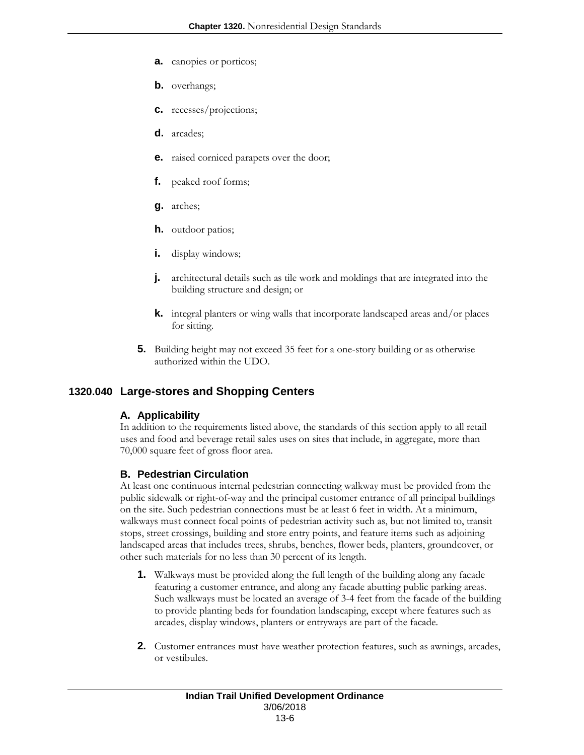- **a.** canopies or porticos;
- **b.** overhangs;
- **c.** recesses/projections;
- **d.** arcades;
- **e.** raised corniced parapets over the door;
- **f.** peaked roof forms;
- **g.** arches;
- **h.** outdoor patios;
- **i.** display windows;
- **j.** architectural details such as tile work and moldings that are integrated into the building structure and design; or
- **k.** integral planters or wing walls that incorporate landscaped areas and/or places for sitting.

**5.** Building height may not exceed 35 feet for a one-story building or as otherwise authorized within the UDO.

## 1320.040 Large-stores and Shopping Centers

### A. Applicability

In addition to the requirements listed above, the standards of this section apply to all retail uses and food and beverage retail sales uses on sites that include, in aggregate, more than 70,000 square feet of gross floor area.

### B. Pedestrian Circulation

At least one continuous internal pedestrian connecting walkway must be provided from the public sidewalk or right-of-way and the principal customer entrance of all principal buildings on the site. Such pedestrian connections must be at least 6 feet in width. At a minimum, walkways must connect focal points of pedestrian activity such as, but not limited to, transit stops, street crossings, building and store entry points, and feature items such as adjoining landscaped areas that includes trees, shrubs, benches, flower beds, planters, groundcover, or other such materials for no less than 30 percent of its length.

**1.** Walkways must be provided along the full length of the building along any facade featuring a customer entrance, and along any facade abutting public parking areas. Such walkways must be located an average of 3-4 feet from the facade of the building to provide planting beds for foundation landscaping, except where features such as arcades, display windows, planters or entryways are part of the facade.

**2.** Customer entrances must have weather protection features, such as awnings, arcades, or vestibules.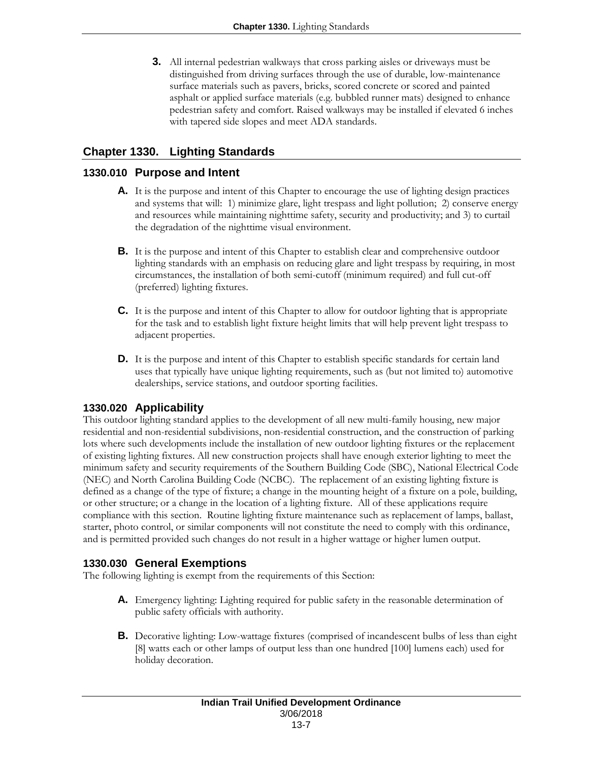3. All internal pedestrian walkways that cross parking aisles or driveways must be distinguished from driving surfaces through the use of durable, low-maintenance surface materials such as pavers, bricks, scored concrete or scored and painted asphalt or applied surface materials (e.g. bubbled runner mats) designed to enhance pedestrian safety and comfort. Raised walkways may be installed if elevated 6 inches with tapered side slopes and meet ADA standards.

## Chapter 1330. Lighting Standards

### 1330.010 Purpose and Intent

**A.** It is the purpose and intent of this Chapter to encourage the use of lighting design practices and systems that will: 1) minimize glare, light trespass and light pollution; 2) conserve energy and resources while maintaining nighttime safety, security and productivity; and 3) to curtail the degradation of the nighttime visual environment.

**B.** It is the purpose and intent of this Chapter to establish clear and comprehensive outdoor lighting standards with an emphasis on reducing glare and light trespass by requiring, in most circumstances, the installation of both semi-cutoff (minimum required) and full cut-off (preferred) lighting fixtures.

**C.** It is the purpose and intent of this Chapter to allow for outdoor lighting that is appropriate for the task and to establish light fixture height limits that will help prevent light trespass to adjacent properties.

**D.** It is the purpose and intent of this Chapter to establish specific standards for certain land uses that typically have unique lighting requirements, such as (but not limited to) automotive dealerships, service stations, and outdoor sporting facilities.

### 1330.020 Applicability

This outdoor lighting standard applies to the development of all new multi-family housing, new major residential and non-residential subdivisions, non-residential construction, and the construction of parking lots where such developments include the installation of new outdoor lighting fixtures or the replacement of existing lighting fixtures. All new construction projects shall have enough exterior lighting to meet the minimum safety and security requirements of the Southern Building Code (SBC), National Electrical Code (NEC) and North Carolina Building Code (NCBC). The replacement of an existing lighting fixture is defined as a change of the type of fixture; a change in the mounting height of a fixture on a pole, building, or other structure; or a change in the location of a lighting fixture. All of these applications require compliance with this section. Routine lighting fixture maintenance such as replacement of lamps, ballast, starter, photo control, or similar components will not constitute the need to comply with this ordinance, and is permitted provided such changes do not result in a higher wattage or higher lumen output.

### 1330.030 General Exemptions

The following lighting is exempt from the requirements of this Section:

**A.** Emergency lighting: Lighting required for public safety in the reasonable determination of public safety officials with authority.

**B.** Decorative lighting: Low-wattage fixtures (comprised of incandescent bulbs of less than eight [8] watts each or other lamps of output less than one hundred [100] lumens each) used for holiday decoration.